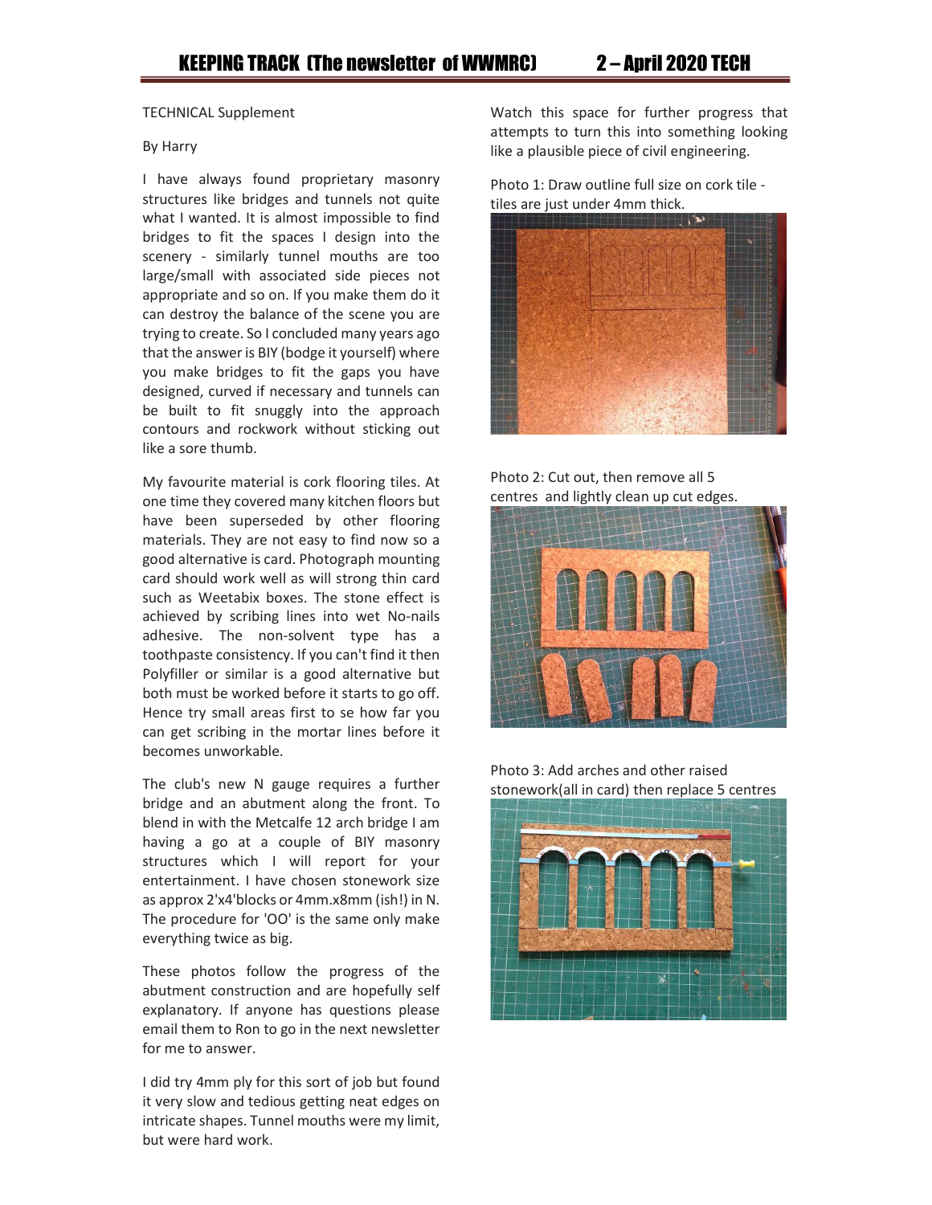TECHNICAL Supplement

By Harry

I have always found proprietary masonry structures like bridges and tunnels not quite what I wanted. It is almost impossible to find bridges to fit the spaces I design into the scenery - similarly tunnel mouths are too large/small with associated side pieces not appropriate and so on. If you make them do it can destroy the balance of the scene you are trying to create. So I concluded many years ago that the answer is BIY (bodge it yourself) where you make bridges to fit the gaps you have designed, curved if necessary and tunnels can be built to fit snuggly into the approach contours and rockwork without sticking out like a sore thumb.

My favourite material is cork flooring tiles. At one time they covered many kitchen floors but have been superseded by other flooring materials. They are not easy to find now so a good alternative is card. Photograph mounting card should work well as will strong thin card such as Weetabix boxes. The stone effect is achieved by scribing lines into wet No-nails adhesive. The non-solvent type has a toothpaste consistency. If you can't find it then Polyfiller or similar is a good alternative but both must be worked before it starts to go off. Hence try small areas first to se how far you can get scribing in the mortar lines before it becomes unworkable.

The club's new N gauge requires a further bridge and an abutment along the front. To blend in with the Metcalfe 12 arch bridge I am having a go at a couple of BIY masonry structures which I will report for your entertainment. I have chosen stonework size as approx 2'x4'blocks or 4mm.x8mm (ish!) in N. The procedure for 'OO' is the same only make everything twice as big.

These photos follow the progress of the abutment construction and are hopefully self explanatory. If anyone has questions please email them to Ron to go in the next newsletter for me to answer.

I did try 4mm ply for this sort of job but found it very slow and tedious getting neat edges on intricate shapes. Tunnel mouths were my limit, but were hard work.

Watch this space for further progress that attempts to turn this into something looking like a plausible piece of civil engineering.

Photo 1: Draw outline full size on cork tile - tiles are just under 4mm thick.

Photo 2: Cut out, then remove all 5 centres and lightly clean up cut edges.

Photo 3: Add arches and other raised stonework(all in card) then replace 5 centres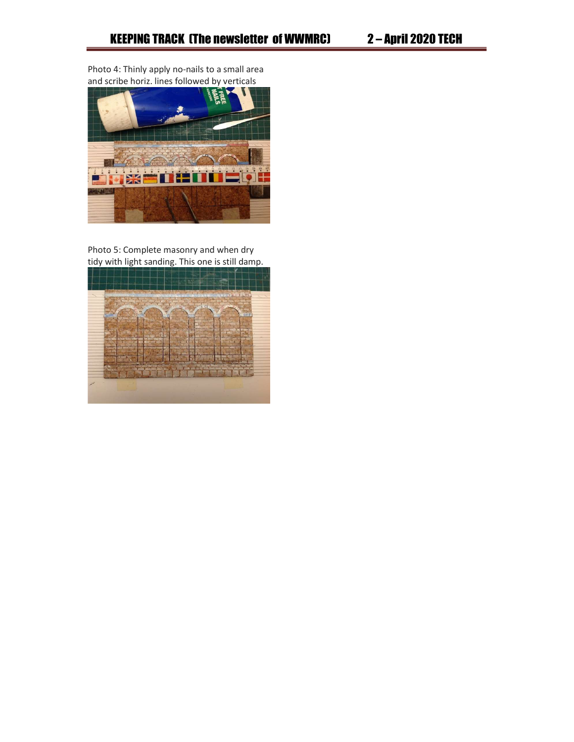Photo 4: Thinly apply no-nails to a small area and scribe horiz. lines followed by verticals

Photo 5: Complete masonry and when dry tidy with light sanding. This one is still damp.